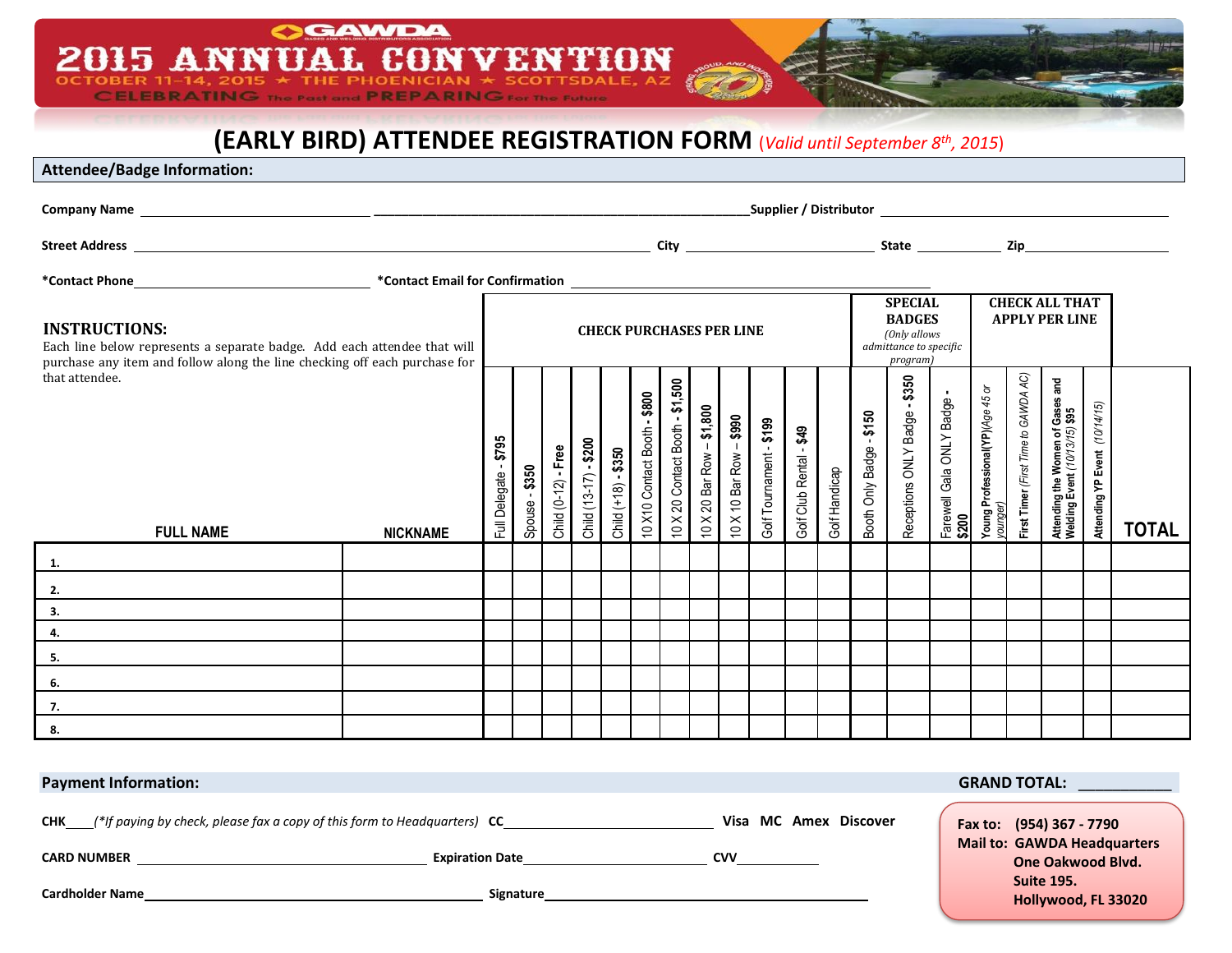# GAWDA 2015 ANNUAL CONVENTION

OCTOBER 11–14, 2015 ★ THE PHOENICIAN ★ SCOTTSDALE, AZ

CELEBRATING The Past and PREPARING For The Future

## (EARLY BIRD) ATTENDEE REGISTRATION FORM *(Valid until September 8th, 2015)*

### Attendee/Badge Information:

**Company Name** ______________________________ **Supplier / Distributor** ______________________________

**Street Address** ______________________________ **City** ______________ **State** ________ **Zip** __________

***Contact Phone** ______________________________ ***Contact Email for Confirmation** ______________________________

**INSTRUCTIONS:**
Each line below represents a separate badge. Add each attendee that will purchase any item and follow along the line checking off each purchase for that attendee.

| | | CHECK PURCHASES PER LINE | | | | | | | | | | | | SPECIAL BADGES *(Only allows admittance to specific program)* | | | CHECK ALL THAT APPLY PER LINE | | | | |
|---|---|---|---|---|---|---|---|---|---|---|---|---|---|---|---|---|---|---|---|---|---|
| FULL NAME | NICKNAME | Full Delegate - $795 | Spouse - $350 | Child (0-12) - Free | Child (13-17) - $200 | Child (+18) - $350 | 10 X10 Contact Booth - $800 | 10 X 20 Contact Booth - $1,500 | 10 X 20 Bar Row – $1,800 | 10 X 10 Bar Row – $990 | Golf Tournament - $199 | Golf Club Rental - $49 | Golf Handicap | Booth Only Badge - $150 | Receptions ONLY Badge - $350 | Farewell Gala ONLY Badge - $200 | Young Professional(YP) *(Age 45 or younger)* | First Timer *(First Time to GAWDA AC)* | Attending the Women of Gases and Welding Event *(10/13/15)* $95 | Attending YP Event *(10/14/15)* | TOTAL |
| 1. | | | | | | | | | | | | | | | | | | | | | |
| 2. | | | | | | | | | | | | | | | | | | | | | |
| 3. | | | | | | | | | | | | | | | | | | | | | |
| 4. | | | | | | | | | | | | | | | | | | | | | |
| 5. | | | | | | | | | | | | | | | | | | | | | |
| 6. | | | | | | | | | | | | | | | | | | | | | |
| 7. | | | | | | | | | | | | | | | | | | | | | |
| 8. | | | | | | | | | | | | | | | | | | | | | |

### Payment Information:

**GRAND TOTAL:** ___________

**CHK**____ *(*If paying by check, please fax a copy of this form to Headquarters)* **CC**______________________ **Visa MC Amex Discover**

**CARD NUMBER** ______________________ **Expiration Date**______________ **CVV**__________

**Cardholder Name**______________________ **Signature**______________________

**Fax to:** (954) 367 - 7790
**Mail to:** GAWDA Headquarters
One Oakwood Blvd.
Suite 195.
Hollywood, FL 33020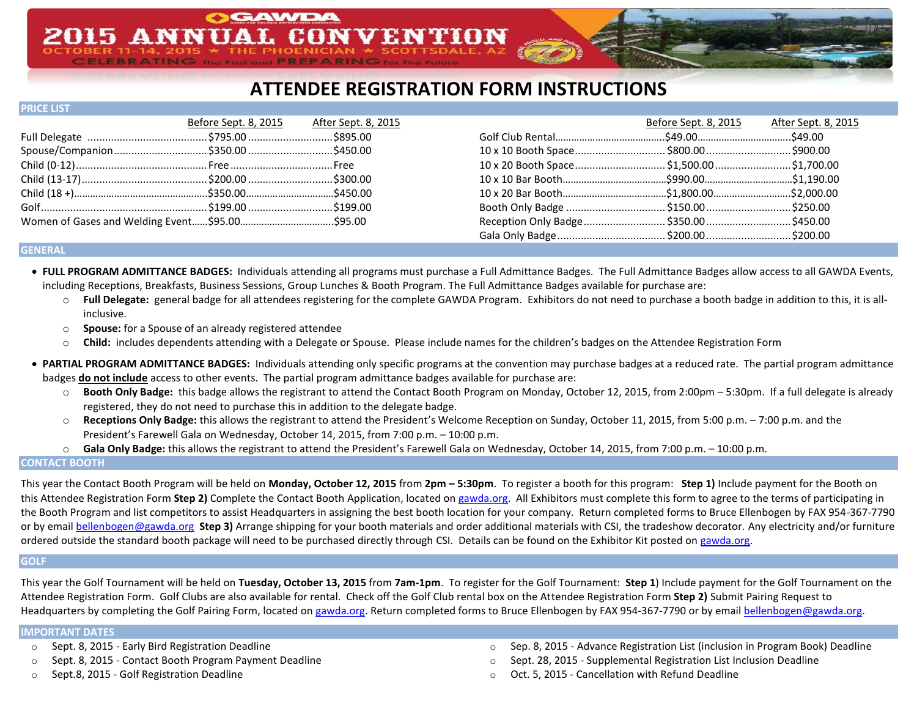GAWDA

# 2015 ANNUAL CONVENTION

OCTOBER 11–14, 2015 ★ THE PHOENICIAN ★ SCOTTSDALE, AZ

CELEBRATING The Past and PREPARING For The Future

## ATTENDEE REGISTRATION FORM INSTRUCTIONS

### PRICE LIST

| | Before Sept. 8, 2015 | After Sept. 8, 2015 |
|---|---|---|
| Full Delegate | $795.00 | $895.00 |
| Spouse/Companion | $350.00 | $450.00 |
| Child (0-12) | Free | Free |
| Child (13-17) | $200.00 | $300.00 |
| Child (18 +) | $350.00 | $450.00 |
| Golf | $199.00 | $199.00 |
| Women of Gases and Welding Event | $95.00 | $95.00 |
| Golf Club Rental | $49.00 | $49.00 |
| 10 x 10 Booth Space | $800.00 | $900.00 |
| 10 x 20 Booth Space | $1,500.00 | $1,700.00 |
| 10 x 10 Bar Booth | $990.00 | $1,190.00 |
| 10 x 20 Bar Booth | $1,800.00 | $2,000.00 |
| Booth Only Badge | $150.00 | $250.00 |
| Reception Only Badge | $350.00 | $450.00 |
| Gala Only Badge | $200.00 | $200.00 |

### GENERAL

- **FULL PROGRAM ADMITTANCE BADGES:** Individuals attending all programs must purchase a Full Admittance Badges. The Full Admittance Badges allow access to all GAWDA Events, including Receptions, Breakfasts, Business Sessions, Group Lunches & Booth Program. The Full Admittance Badges available for purchase are:
  - **Full Delegate:** general badge for all attendees registering for the complete GAWDA Program. Exhibitors do not need to purchase a booth badge in addition to this, it is all-inclusive.
  - **Spouse:** for a Spouse of an already registered attendee
  - **Child:** includes dependents attending with a Delegate or Spouse. Please include names for the children's badges on the Attendee Registration Form
- **PARTIAL PROGRAM ADMITTANCE BADGES:** Individuals attending only specific programs at the convention may purchase badges at a reduced rate. The partial program admittance badges **do not include** access to other events. The partial program admittance badges available for purchase are:
  - **Booth Only Badge:** this badge allows the registrant to attend the Contact Booth Program on Monday, October 12, 2015, from 2:00pm – 5:30pm. If a full delegate is already registered, they do not need to purchase this in addition to the delegate badge.
  - **Receptions Only Badge:** this allows the registrant to attend the President's Welcome Reception on Sunday, October 11, 2015, from 5:00 p.m. – 7:00 p.m. and the President's Farewell Gala on Wednesday, October 14, 2015, from 7:00 p.m. – 10:00 p.m.
  - **Gala Only Badge:** this allows the registrant to attend the President's Farewell Gala on Wednesday, October 14, 2015, from 7:00 p.m. – 10:00 p.m.

### CONTACT BOOTH

This year the Contact Booth Program will be held on **Monday, October 12, 2015** from **2pm – 5:30pm**. To register a booth for this program: **Step 1)** Include payment for the Booth on this Attendee Registration Form **Step 2)** Complete the Contact Booth Application, located on gawda.org. All Exhibitors must complete this form to agree to the terms of participating in the Booth Program and list competitors to assist Headquarters in assigning the best booth location for your company. Return completed forms to Bruce Ellenbogen by FAX 954-367-7790 or by email bellenbogen@gawda.org **Step 3)** Arrange shipping for your booth materials and order additional materials with CSI, the tradeshow decorator. Any electricity and/or furniture ordered outside the standard booth package will need to be purchased directly through CSI. Details can be found on the Exhibitor Kit posted on gawda.org.

### GOLF

This year the Golf Tournament will be held on **Tuesday, October 13, 2015** from **7am-1pm**. To register for the Golf Tournament: **Step 1**) Include payment for the Golf Tournament on the Attendee Registration Form. Golf Clubs are also available for rental. Check off the Golf Club rental box on the Attendee Registration Form **Step 2)** Submit Pairing Request to Headquarters by completing the Golf Pairing Form, located on gawda.org. Return completed forms to Bruce Ellenbogen by FAX 954-367-7790 or by email bellenbogen@gawda.org.

### IMPORTANT DATES

- Sept. 8, 2015 - Early Bird Registration Deadline
- Sept. 8, 2015 - Contact Booth Program Payment Deadline
- Sept.8, 2015 - Golf Registration Deadline
- Sep. 8, 2015 - Advance Registration List (inclusion in Program Book) Deadline
- Sept. 28, 2015 - Supplemental Registration List Inclusion Deadline
- Oct. 5, 2015 - Cancellation with Refund Deadline